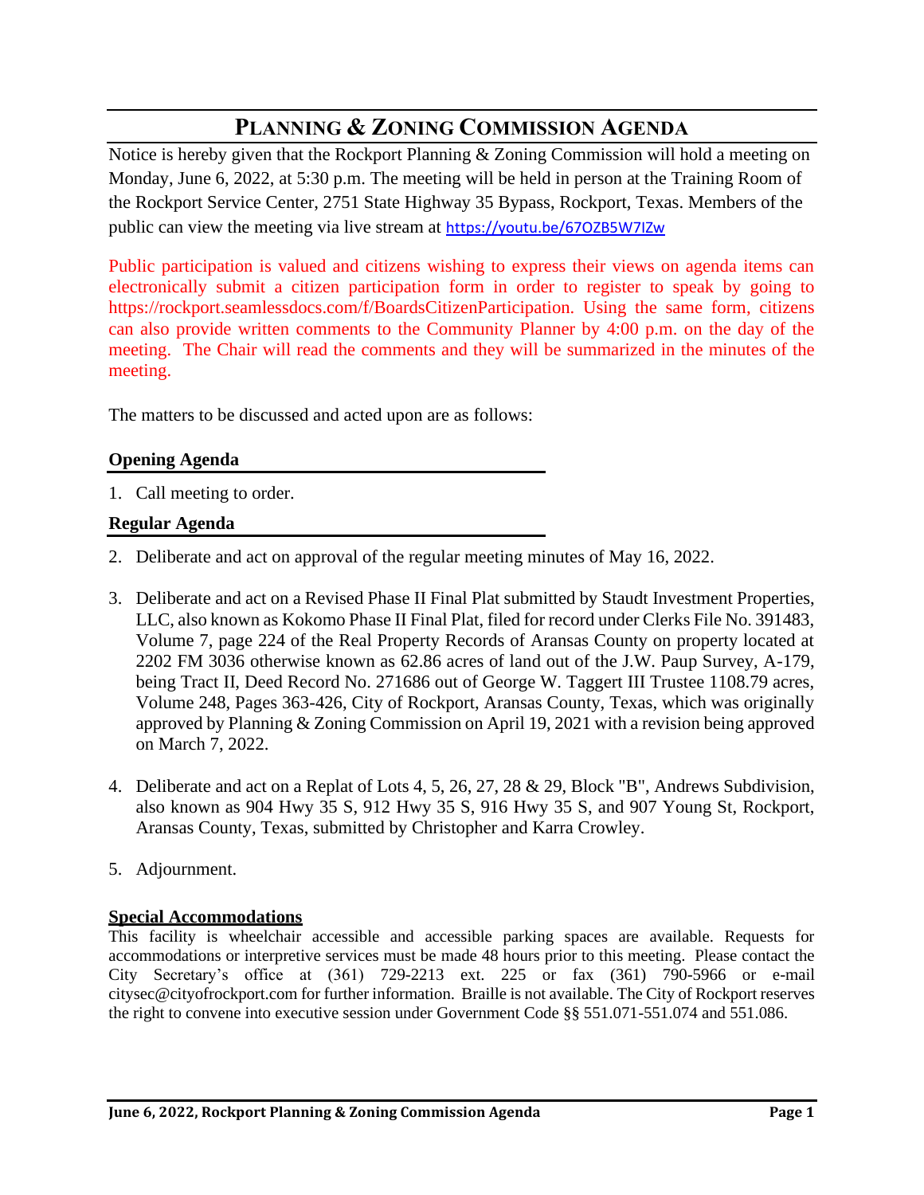# PLANNING & ZONING COMMISSION AGENDA

Notice is hereby given that the Rockport Planning & Zoning Commission will hold a meeting on Monday, June 6, 2022, at 5:30 p.m. The meeting will be held in person at the Training Room of the Rockport Service Center, 2751 State Highway 35 Bypass, Rockport, Texas. Members of the public can view the meeting via live stream at https://youtu.be/67OZB5W7lZw

Public participation is valued and citizens wishing to express their views on agenda items can electronically submit a citizen participation form in order to register to speak by going to https://rockport.seamlessdocs.com/f/BoardsCitizenParticipation. Using the same form, citizens can also provide written comments to the Community Planner by 4:00 p.m. on the day of the meeting. The Chair will read the comments and they will be summarized in the minutes of the meeting.

The matters to be discussed and acted upon are as follows:

## Opening Agenda

1. Call meeting to order.

## Regular Agenda

2. Deliberate and act on approval of the regular meeting minutes of May 16, 2022.

3. Deliberate and act on a Revised Phase II Final Plat submitted by Staudt Investment Properties, LLC, also known as Kokomo Phase II Final Plat, filed for record under Clerks File No. 391483, Volume 7, page 224 of the Real Property Records of Aransas County on property located at 2202 FM 3036 otherwise known as 62.86 acres of land out of the J.W. Paup Survey, A-179, being Tract II, Deed Record No. 271686 out of George W. Taggert III Trustee 1108.79 acres, Volume 248, Pages 363-426, City of Rockport, Aransas County, Texas, which was originally approved by Planning & Zoning Commission on April 19, 2021 with a revision being approved on March 7, 2022.

4. Deliberate and act on a Replat of Lots 4, 5, 26, 27, 28 & 29, Block "B", Andrews Subdivision, also known as 904 Hwy 35 S, 912 Hwy 35 S, 916 Hwy 35 S, and 907 Young St, Rockport, Aransas County, Texas, submitted by Christopher and Karra Crowley.

5. Adjournment.

**Special Accommodations**

This facility is wheelchair accessible and accessible parking spaces are available. Requests for accommodations or interpretive services must be made 48 hours prior to this meeting. Please contact the City Secretary's office at (361) 729-2213 ext. 225 or fax (361) 790-5966 or e-mail citysec@cityofrockport.com for further information. Braille is not available. The City of Rockport reserves the right to convene into executive session under Government Code §§ 551.071-551.074 and 551.086.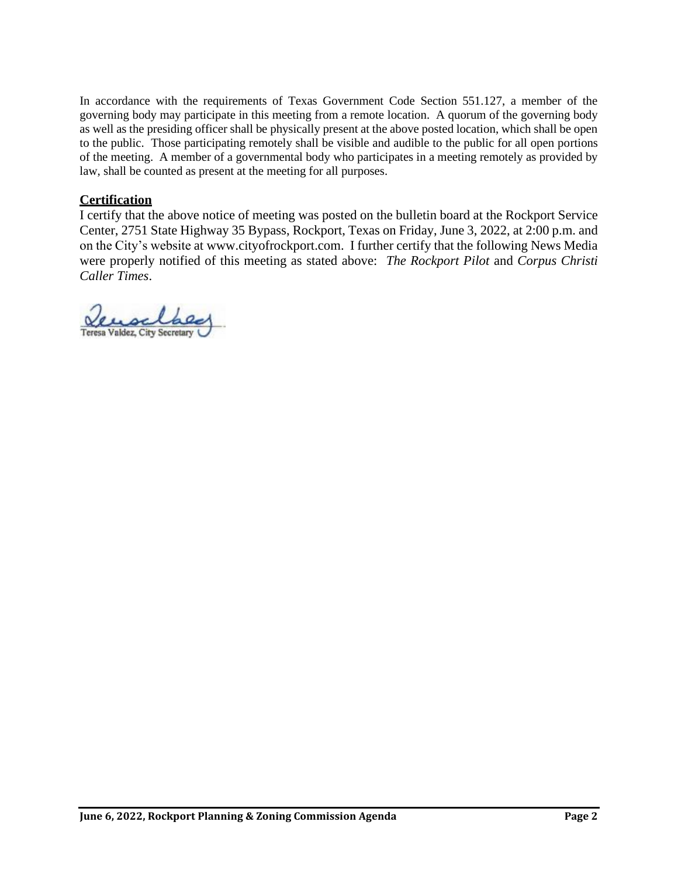In accordance with the requirements of Texas Government Code Section 551.127, a member of the governing body may participate in this meeting from a remote location. A quorum of the governing body as well as the presiding officer shall be physically present at the above posted location, which shall be open to the public. Those participating remotely shall be visible and audible to the public for all open portions of the meeting. A member of a governmental body who participates in a meeting remotely as provided by law, shall be counted as present at the meeting for all purposes.

**Certification**

I certify that the above notice of meeting was posted on the bulletin board at the Rockport Service Center, 2751 State Highway 35 Bypass, Rockport, Texas on Friday, June 3, 2022, at 2:00 p.m. and on the City's website at www.cityofrockport.com. I further certify that the following News Media were properly notified of this meeting as stated above: *The Rockport Pilot* and *Corpus Christi Caller Times*.

Teresa Valdez, City Secretary